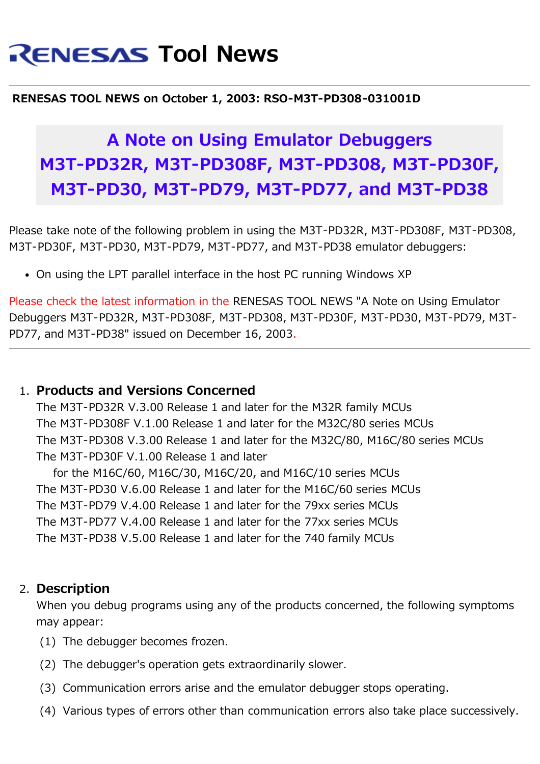# Renesas Tool News

**RENESAS TOOL NEWS on October 1, 2003: RSO-M3T-PD308-031001D**

## A Note on Using Emulator Debuggers M3T-PD32R, M3T-PD308F, M3T-PD308, M3T-PD30F, M3T-PD30, M3T-PD79, M3T-PD77, and M3T-PD38

Please take note of the following problem in using the M3T-PD32R, M3T-PD308F, M3T-PD308, M3T-PD30F, M3T-PD30, M3T-PD79, M3T-PD77, and M3T-PD38 emulator debuggers:

- On using the LPT parallel interface in the host PC running Windows XP

Please check the latest information in the RENESAS TOOL NEWS "A Note on Using Emulator Debuggers M3T-PD32R, M3T-PD308F, M3T-PD308, M3T-PD30F, M3T-PD30, M3T-PD79, M3T-PD77, and M3T-PD38" issued on December 16, 2003.

---

1. **Products and Versions Concerned**

   The M3T-PD32R V.3.00 Release 1 and later for the M32R family MCUs
   The M3T-PD308F V.1.00 Release 1 and later for the M32C/80 series MCUs
   The M3T-PD308 V.3.00 Release 1 and later for the M32C/80, M16C/80 series MCUs
   The M3T-PD30F V.1.00 Release 1 and later
       for the M16C/60, M16C/30, M16C/20, and M16C/10 series MCUs
   The M3T-PD30 V.6.00 Release 1 and later for the M16C/60 series MCUs
   The M3T-PD79 V.4.00 Release 1 and later for the 79xx series MCUs
   The M3T-PD77 V.4.00 Release 1 and later for the 77xx series MCUs
   The M3T-PD38 V.5.00 Release 1 and later for the 740 family MCUs

2. **Description**

   When you debug programs using any of the products concerned, the following symptoms may appear:

   (1) The debugger becomes frozen.

   (2) The debugger's operation gets extraordinarily slower.

   (3) Communication errors arise and the emulator debugger stops operating.

   (4) Various types of errors other than communication errors also take place successively.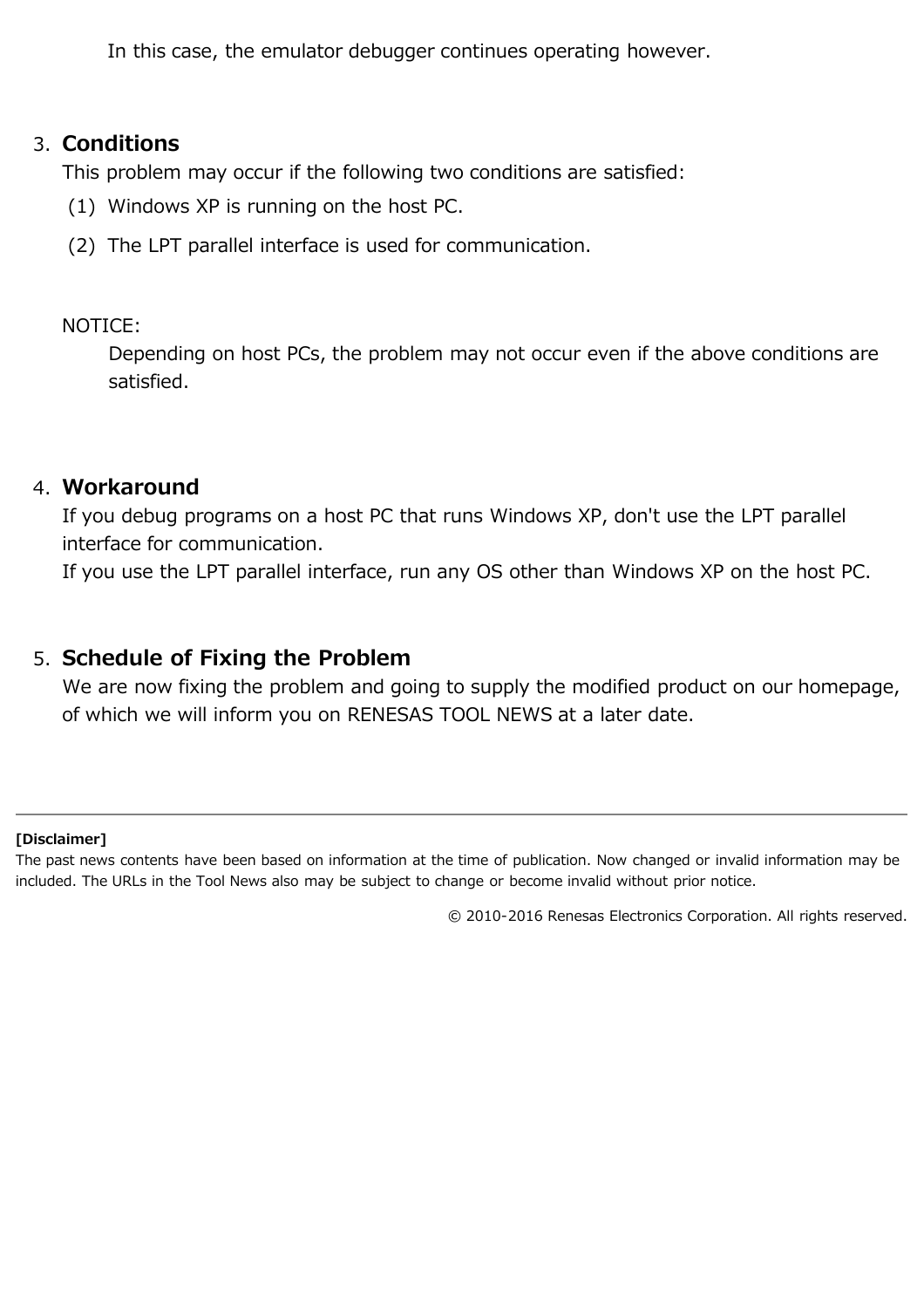In this case, the emulator debugger continues operating however.

3. **Conditions**

This problem may occur if the following two conditions are satisfied:

(1) Windows XP is running on the host PC.

(2) The LPT parallel interface is used for communication.

NOTICE:

Depending on host PCs, the problem may not occur even if the above conditions are satisfied.

4. **Workaround**

If you debug programs on a host PC that runs Windows XP, don't use the LPT parallel interface for communication.
If you use the LPT parallel interface, run any OS other than Windows XP on the host PC.

5. **Schedule of Fixing the Problem**

We are now fixing the problem and going to supply the modified product on our homepage, of which we will inform you on RENESAS TOOL NEWS at a later date.

---

**[Disclaimer]**
The past news contents have been based on information at the time of publication. Now changed or invalid information may be included. The URLs in the Tool News also may be subject to change or become invalid without prior notice.

© 2010-2016 Renesas Electronics Corporation. All rights reserved.